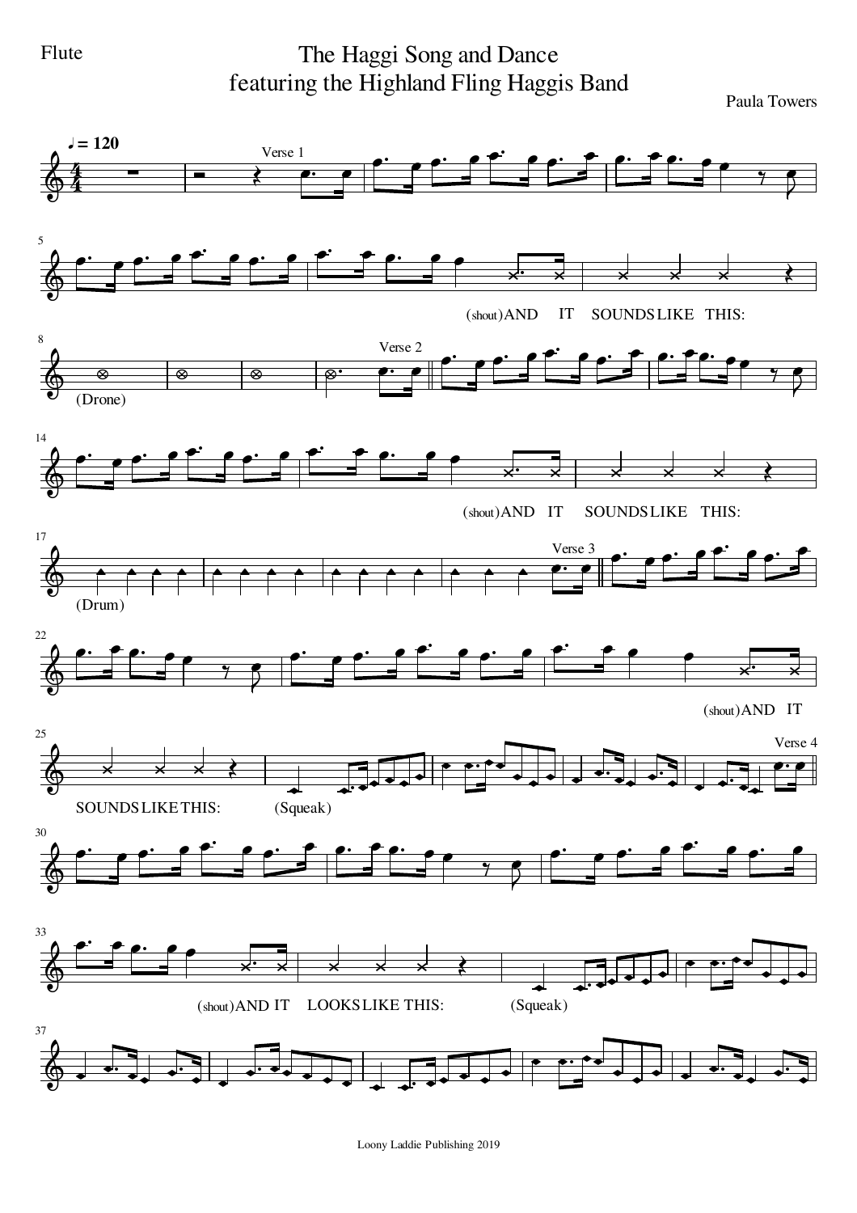Flute

# The Haggi Song and Dance
## featuring the Highland Fling Haggis Band

Paula Towers

♩ = 120

Verse 1

(shout) AND IT SOUNDS LIKE THIS:

(Drone)

Verse 2

(shout) AND IT SOUNDS LIKE THIS:

(Drum)

Verse 3

(shout) AND IT SOUNDS LIKE THIS:

(Squeak)

Verse 4

(shout) AND IT LOOKS LIKE THIS:

(Squeak)

Loony Laddie Publishing 2019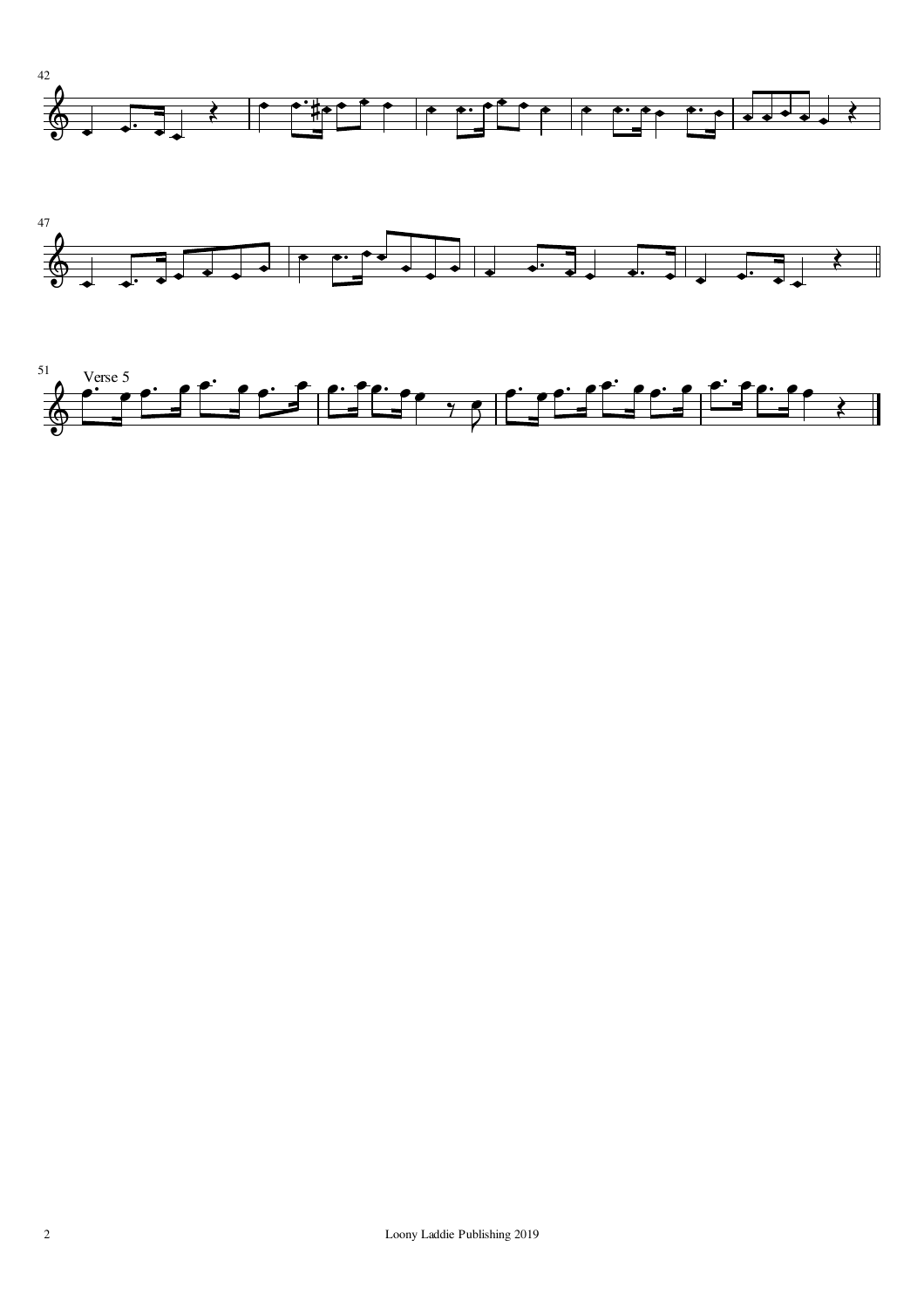Verse 5